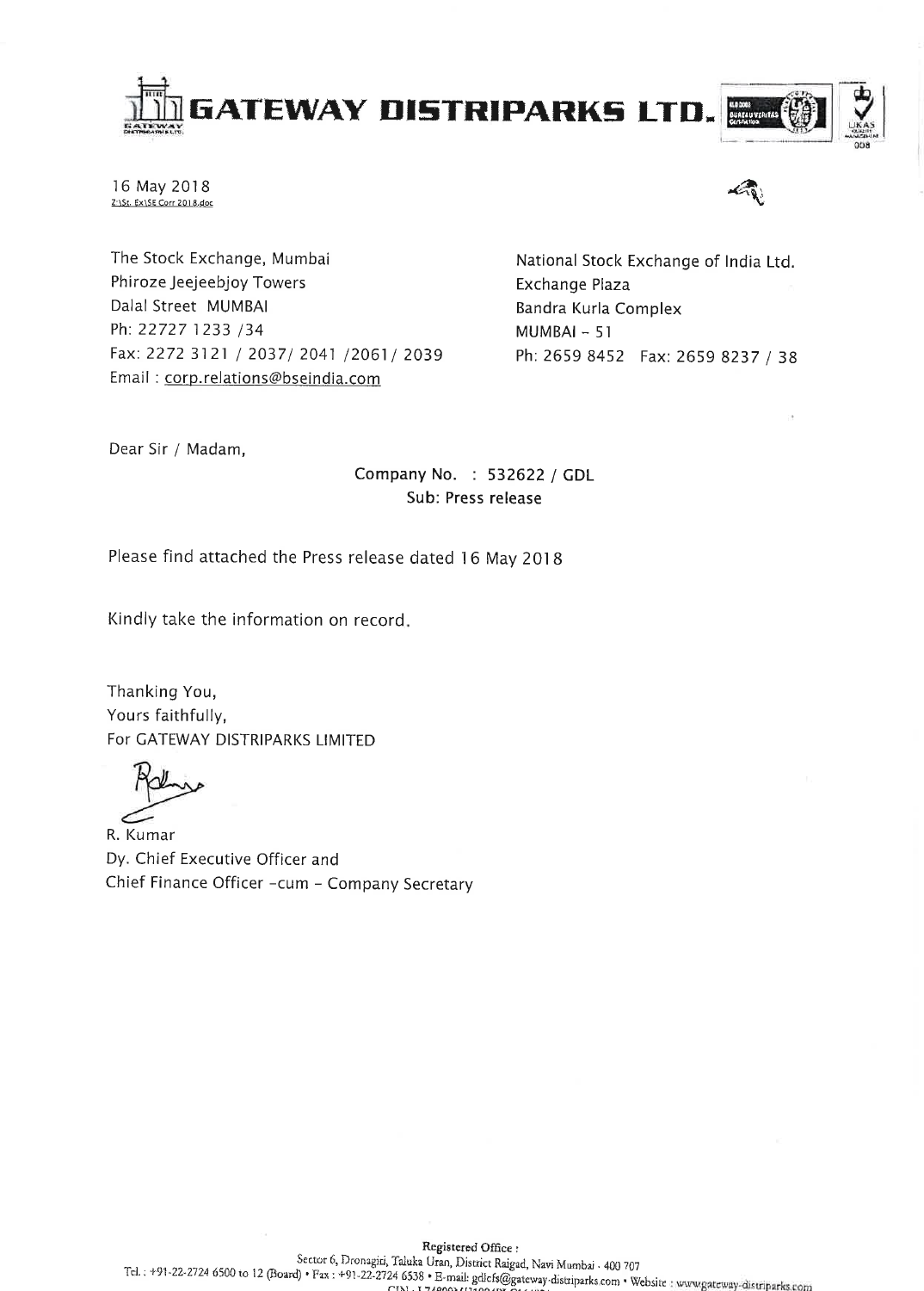# GATEWAY DISTRIPARKS LTD.

16 May 2018
Z:\St. Ex\SE Corr 2018.doc

The Stock Exchange, Mumbai
Phiroze Jeejeebjoy Towers
Dalal Street MUMBAI
Ph: 22727 1233 /34
Fax: 2272 3121 / 2037/ 2041 /2061/ 2039
Email : corp.relations@bseindia.com

National Stock Exchange of India Ltd.
Exchange Plaza
Bandra Kurla Complex
MUMBAI – 51
Ph: 2659 8452 Fax: 2659 8237 / 38

Dear Sir / Madam,

Company No. : 532622 / GDL
Sub: Press release

Please find attached the Press release dated 16 May 2018

Kindly take the information on record.

Thanking You,
Yours faithfully,
For GATEWAY DISTRIPARKS LIMITED

R. Kumar
Dy. Chief Executive Officer and
Chief Finance Officer -cum – Company Secretary

**Registered Office :**
Sector 6, Dronagiri, Taluka Uran, District Raigad, Navi Mumbai - 400 707
Tel. : +91-22-2724 6500 to 12 (Board) • Fax : +91-22-2724 6538 • E-mail: gdlcfs@gateway-distriparks.com • Website : www.gateway-distriparks.com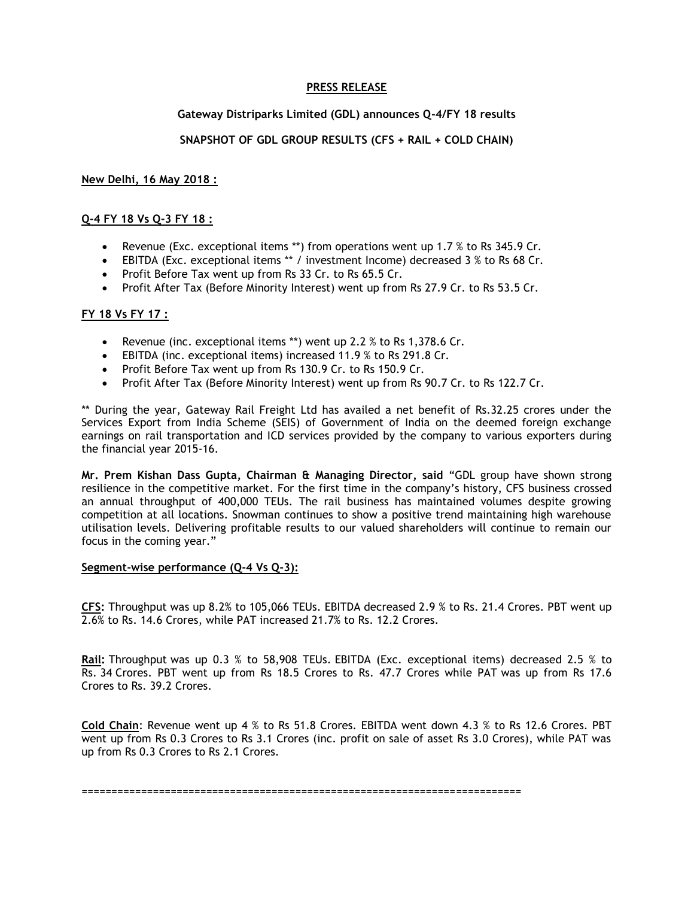**PRESS RELEASE**

**Gateway Distriparks Limited (GDL) announces Q-4/FY 18 results**

**SNAPSHOT OF GDL GROUP RESULTS (CFS + RAIL + COLD CHAIN)**

**New Delhi, 16 May 2018 :**

**Q-4 FY 18 Vs Q-3 FY 18 :**

- Revenue (Exc. exceptional items **) from operations went up 1.7 % to Rs 345.9 Cr.
- EBITDA (Exc. exceptional items ** / investment Income) decreased 3 % to Rs 68 Cr.
- Profit Before Tax went up from Rs 33 Cr. to Rs 65.5 Cr.
- Profit After Tax (Before Minority Interest) went up from Rs 27.9 Cr. to Rs 53.5 Cr.

**FY 18 Vs FY 17 :**

- Revenue (inc. exceptional items **) went up 2.2 % to Rs 1,378.6 Cr.
- EBITDA (inc. exceptional items) increased 11.9 % to Rs 291.8 Cr.
- Profit Before Tax went up from Rs 130.9 Cr. to Rs 150.9 Cr.
- Profit After Tax (Before Minority Interest) went up from Rs 90.7 Cr. to Rs 122.7 Cr.

** During the year, Gateway Rail Freight Ltd has availed a net benefit of Rs.32.25 crores under the Services Export from India Scheme (SEIS) of Government of India on the deemed foreign exchange earnings on rail transportation and ICD services provided by the company to various exporters during the financial year 2015-16.

**Mr. Prem Kishan Dass Gupta, Chairman & Managing Director, said** "GDL group have shown strong resilience in the competitive market. For the first time in the company's history, CFS business crossed an annual throughput of 400,000 TEUs. The rail business has maintained volumes despite growing competition at all locations. Snowman continues to show a positive trend maintaining high warehouse utilisation levels. Delivering profitable results to our valued shareholders will continue to remain our focus in the coming year."

**Segment-wise performance (Q-4 Vs Q-3):**

**CFS:** Throughput was up 8.2% to 105,066 TEUs. EBITDA decreased 2.9 % to Rs. 21.4 Crores. PBT went up 2.6% to Rs. 14.6 Crores, while PAT increased 21.7% to Rs. 12.2 Crores.

**Rail:** Throughput was up 0.3 % to 58,908 TEUs. EBITDA (Exc. exceptional items) decreased 2.5 % to Rs. 34 Crores. PBT went up from Rs 18.5 Crores to Rs. 47.7 Crores while PAT was up from Rs 17.6 Crores to Rs. 39.2 Crores.

**Cold Chain**: Revenue went up 4 % to Rs 51.8 Crores. EBITDA went down 4.3 % to Rs 12.6 Crores. PBT went up from Rs 0.3 Crores to Rs 3.1 Crores (inc. profit on sale of asset Rs 3.0 Crores), while PAT was up from Rs 0.3 Crores to Rs 2.1 Crores.

==========================================================================